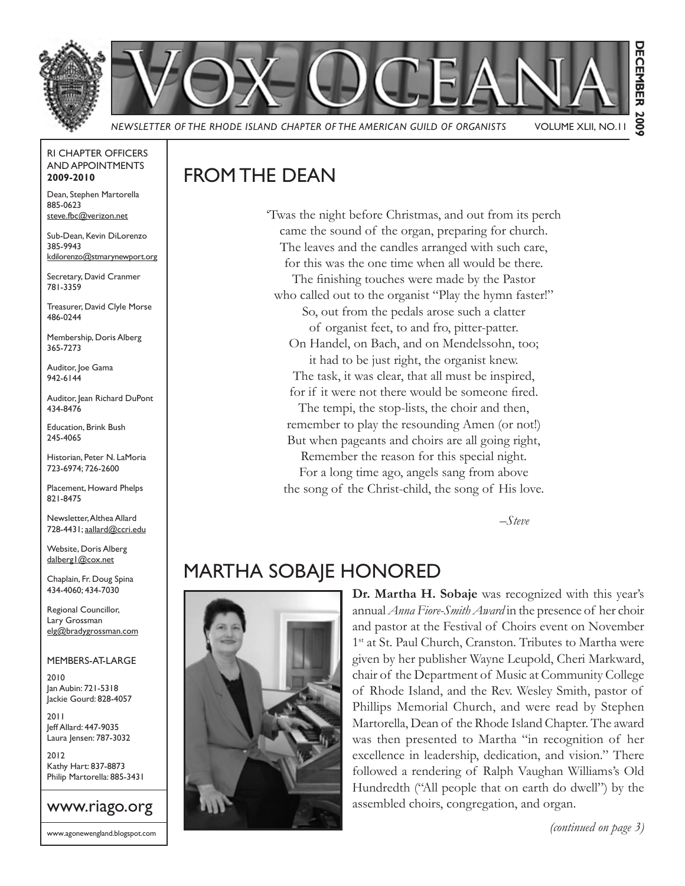# VOX OCEANA

*NEWSLETTER OF THE RHODE ISLAND CHAPTER OF THE AMERICAN GUILD OF ORGANISTS* VOLUME XLII, NO.11

**DECEMBER 2009**

RI CHAPTER OFFICERS AND APPOINTMENTS **2009-2010**

Dean, Stephen Martorella
885-0623
steve.fbc@verizon.net

Sub-Dean, Kevin DiLorenzo
385-9943
kdilorenzo@stmarynewport.org

Secretary, David Cranmer
781-3359

Treasurer, David Clyle Morse
486-0244

Membership, Doris Alberg
365-7273

Auditor, Joe Gama
942-6144

Auditor, Jean Richard DuPont
434-8476

Education, Brink Bush
245-4065

Historian, Peter N. LaMoria
723-6974; 726-2600

Placement, Howard Phelps
821-8475

Newsletter, Althea Allard
728-4431; aallard@ccri.edu

Website, Doris Alberg
dalberg1@cox.net

Chaplain, Fr. Doug Spina
434-4060; 434-7030

Regional Councillor, Lary Grossman
elg@bradygrossman.com

MEMBERS-AT-LARGE

2010
Jan Aubin: 721-5318
Jackie Gourd: 828-4057

2011
Jeff Allard: 447-9035
Laura Jensen: 787-3032

2012
Kathy Hart: 837-8873
Philip Martorella: 885-3431

www.riago.org

www.agonewengland.blogspot.com

## FROM THE DEAN

'Twas the night before Christmas, and out from its perch
came the sound of the organ, preparing for church.
The leaves and the candles arranged with such care,
for this was the one time when all would be there.
The finishing touches were made by the Pastor
who called out to the organist "Play the hymn faster!"
So, out from the pedals arose such a clatter
of organist feet, to and fro, pitter-patter.
On Handel, on Bach, and on Mendelssohn, too;
it had to be just right, the organist knew.
The task, it was clear, that all must be inspired,
for if it were not there would be someone fired.
The tempi, the stop-lists, the choir and then,
remember to play the resounding Amen (or not!)
But when pageants and choirs are all going right,
Remember the reason for this special night.
For a long time ago, angels sang from above
the song of the Christ-child, the song of His love.

*–Steve*

## MARTHA SOBAJE HONORED

**Dr. Martha H. Sobaje** was recognized with this year's annual *Anna Fiore-Smith Award* in the presence of her choir and pastor at the Festival of Choirs event on November 1st at St. Paul Church, Cranston. Tributes to Martha were given by her publisher Wayne Leupold, Cheri Markward, chair of the Department of Music at Community College of Rhode Island, and the Rev. Wesley Smith, pastor of Phillips Memorial Church, and were read by Stephen Martorella, Dean of the Rhode Island Chapter. The award was then presented to Martha "in recognition of her excellence in leadership, dedication, and vision." There followed a rendering of Ralph Vaughan Williams's Old Hundredth ("All people that on earth do dwell") by the assembled choirs, congregation, and organ.

*(continued on page 3)*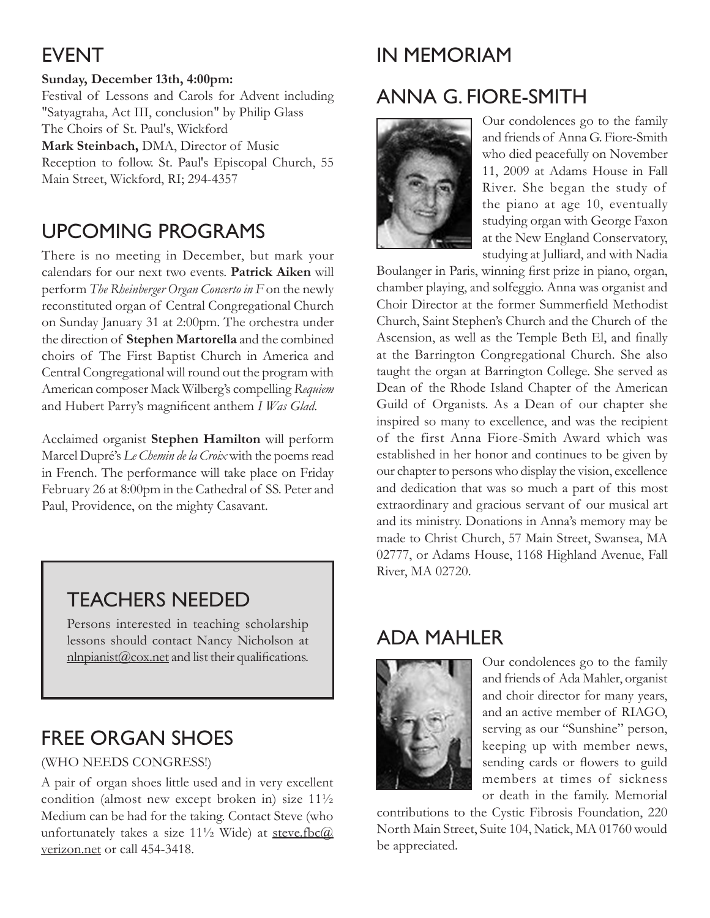## EVENT

**Sunday, December 13th, 4:00pm:**
Festival of Lessons and Carols for Advent including "Satyagraha, Act III, conclusion" by Philip Glass
The Choirs of St. Paul's, Wickford
**Mark Steinbach,** DMA, Director of Music
Reception to follow. St. Paul's Episcopal Church, 55 Main Street, Wickford, RI; 294-4357

## UPCOMING PROGRAMS

There is no meeting in December, but mark your calendars for our next two events. **Patrick Aiken** will perform *The Rheinberger Organ Concerto in F* on the newly reconstituted organ of Central Congregational Church on Sunday January 31 at 2:00pm. The orchestra under the direction of **Stephen Martorella** and the combined choirs of The First Baptist Church in America and Central Congregational will round out the program with American composer Mack Wilberg's compelling *Requiem* and Hubert Parry's magnificent anthem *I Was Glad*.

Acclaimed organist **Stephen Hamilton** will perform Marcel Dupré's *Le Chemin de la Croix* with the poems read in French. The performance will take place on Friday February 26 at 8:00pm in the Cathedral of SS. Peter and Paul, Providence, on the mighty Casavant.

## TEACHERS NEEDED

Persons interested in teaching scholarship lessons should contact Nancy Nicholson at nlnpianist@cox.net and list their qualifications.

## FREE ORGAN SHOES

(WHO NEEDS CONGRESS!)

A pair of organ shoes little used and in very excellent condition (almost new except broken in) size 11½ Medium can be had for the taking. Contact Steve (who unfortunately takes a size 11½ Wide) at steve.fbc@verizon.net or call 454-3418.

## IN MEMORIAM

## ANNA G. FIORE-SMITH

Our condolences go to the family and friends of Anna G. Fiore-Smith who died peacefully on November 11, 2009 at Adams House in Fall River. She began the study of the piano at age 10, eventually studying organ with George Faxon at the New England Conservatory, studying at Julliard, and with Nadia Boulanger in Paris, winning first prize in piano, organ, chamber playing, and solfeggio. Anna was organist and Choir Director at the former Summerfield Methodist Church, Saint Stephen's Church and the Church of the Ascension, as well as the Temple Beth El, and finally at the Barrington Congregational Church. She also taught the organ at Barrington College. She served as Dean of the Rhode Island Chapter of the American Guild of Organists. As a Dean of our chapter she inspired so many to excellence, and was the recipient of the first Anna Fiore-Smith Award which was established in her honor and continues to be given by our chapter to persons who display the vision, excellence and dedication that was so much a part of this most extraordinary and gracious servant of our musical art and its ministry. Donations in Anna's memory may be made to Christ Church, 57 Main Street, Swansea, MA 02777, or Adams House, 1168 Highland Avenue, Fall River, MA 02720.

## ADA MAHLER

Our condolences go to the family and friends of Ada Mahler, organist and choir director for many years, and an active member of RIAGO, serving as our "Sunshine" person, keeping up with member news, sending cards or flowers to guild members at times of sickness or death in the family. Memorial contributions to the Cystic Fibrosis Foundation, 220 North Main Street, Suite 104, Natick, MA 01760 would be appreciated.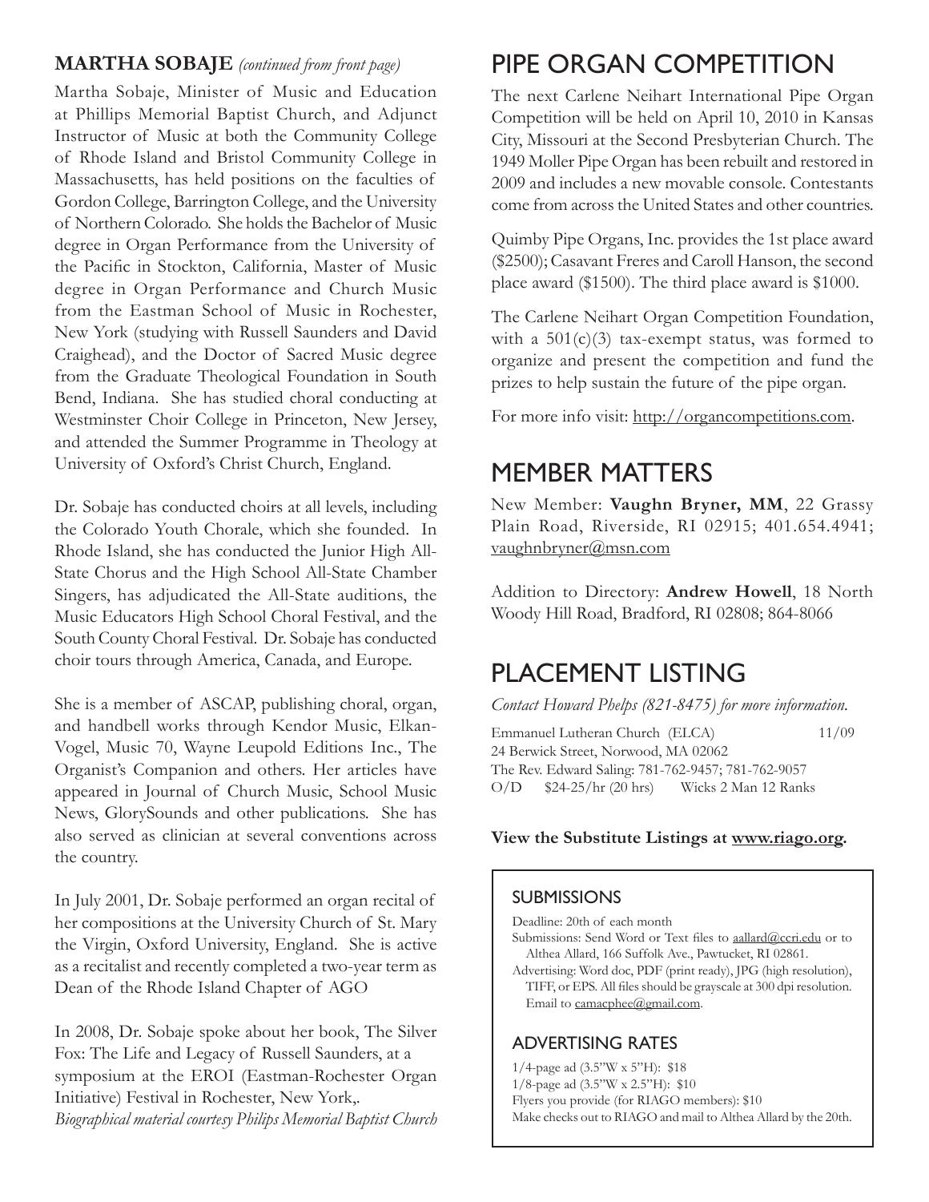## MARTHA SOBAJE *(continued from front page)*

Martha Sobaje, Minister of Music and Education at Phillips Memorial Baptist Church, and Adjunct Instructor of Music at both the Community College of Rhode Island and Bristol Community College in Massachusetts, has held positions on the faculties of Gordon College, Barrington College, and the University of Northern Colorado. She holds the Bachelor of Music degree in Organ Performance from the University of the Pacific in Stockton, California, Master of Music degree in Organ Performance and Church Music from the Eastman School of Music in Rochester, New York (studying with Russell Saunders and David Craighead), and the Doctor of Sacred Music degree from the Graduate Theological Foundation in South Bend, Indiana. She has studied choral conducting at Westminster Choir College in Princeton, New Jersey, and attended the Summer Programme in Theology at University of Oxford's Christ Church, England.

Dr. Sobaje has conducted choirs at all levels, including the Colorado Youth Chorale, which she founded. In Rhode Island, she has conducted the Junior High All-State Chorus and the High School All-State Chamber Singers, has adjudicated the All-State auditions, the Music Educators High School Choral Festival, and the South County Choral Festival. Dr. Sobaje has conducted choir tours through America, Canada, and Europe.

She is a member of ASCAP, publishing choral, organ, and handbell works through Kendor Music, Elkan-Vogel, Music 70, Wayne Leupold Editions Inc., The Organist's Companion and others. Her articles have appeared in Journal of Church Music, School Music News, GlorySounds and other publications. She has also served as clinician at several conventions across the country.

In July 2001, Dr. Sobaje performed an organ recital of her compositions at the University Church of St. Mary the Virgin, Oxford University, England. She is active as a recitalist and recently completed a two-year term as Dean of the Rhode Island Chapter of AGO

In 2008, Dr. Sobaje spoke about her book, The Silver Fox: The Life and Legacy of Russell Saunders, at a symposium at the EROI (Eastman-Rochester Organ Initiative) Festival in Rochester, New York,.

*Biographical material courtesy Philips Memorial Baptist Church*

# PIPE ORGAN COMPETITION

The next Carlene Neihart International Pipe Organ Competition will be held on April 10, 2010 in Kansas City, Missouri at the Second Presbyterian Church. The 1949 Moller Pipe Organ has been rebuilt and restored in 2009 and includes a new movable console. Contestants come from across the United States and other countries.

Quimby Pipe Organs, Inc. provides the 1st place award ($2500); Casavant Freres and Caroll Hanson, the second place award ($1500). The third place award is $1000.

The Carlene Neihart Organ Competition Foundation, with a 501(c)(3) tax-exempt status, was formed to organize and present the competition and fund the prizes to help sustain the future of the pipe organ.

For more info visit: http://organcompetitions.com.

# MEMBER MATTERS

New Member: **Vaughn Bryner, MM**, 22 Grassy Plain Road, Riverside, RI 02915; 401.654.4941; vaughnbryner@msn.com

Addition to Directory: **Andrew Howell**, 18 North Woody Hill Road, Bradford, RI 02808; 864-8066

# PLACEMENT LISTING

*Contact Howard Phelps (821-8475) for more information.*

Emmanuel Lutheran Church (ELCA) 11/09
24 Berwick Street, Norwood, MA 02062
The Rev. Edward Saling: 781-762-9457; 781-762-9057
O/D $24-25/hr (20 hrs) Wicks 2 Man 12 Ranks

**View the Substitute Listings at www.riago.org.**

## SUBMISSIONS

Deadline: 20th of each month

Submissions: Send Word or Text files to aallard@ccri.edu or to Althea Allard, 166 Suffolk Ave., Pawtucket, RI 02861.

Advertising: Word doc, PDF (print ready), JPG (high resolution), TIFF, or EPS. All files should be grayscale at 300 dpi resolution. Email to camacphee@gmail.com.

## ADVERTISING RATES

1/4-page ad (3.5"W x 5"H): $18
1/8-page ad (3.5"W x 2.5"H): $10
Flyers you provide (for RIAGO members): $10
Make checks out to RIAGO and mail to Althea Allard by the 20th.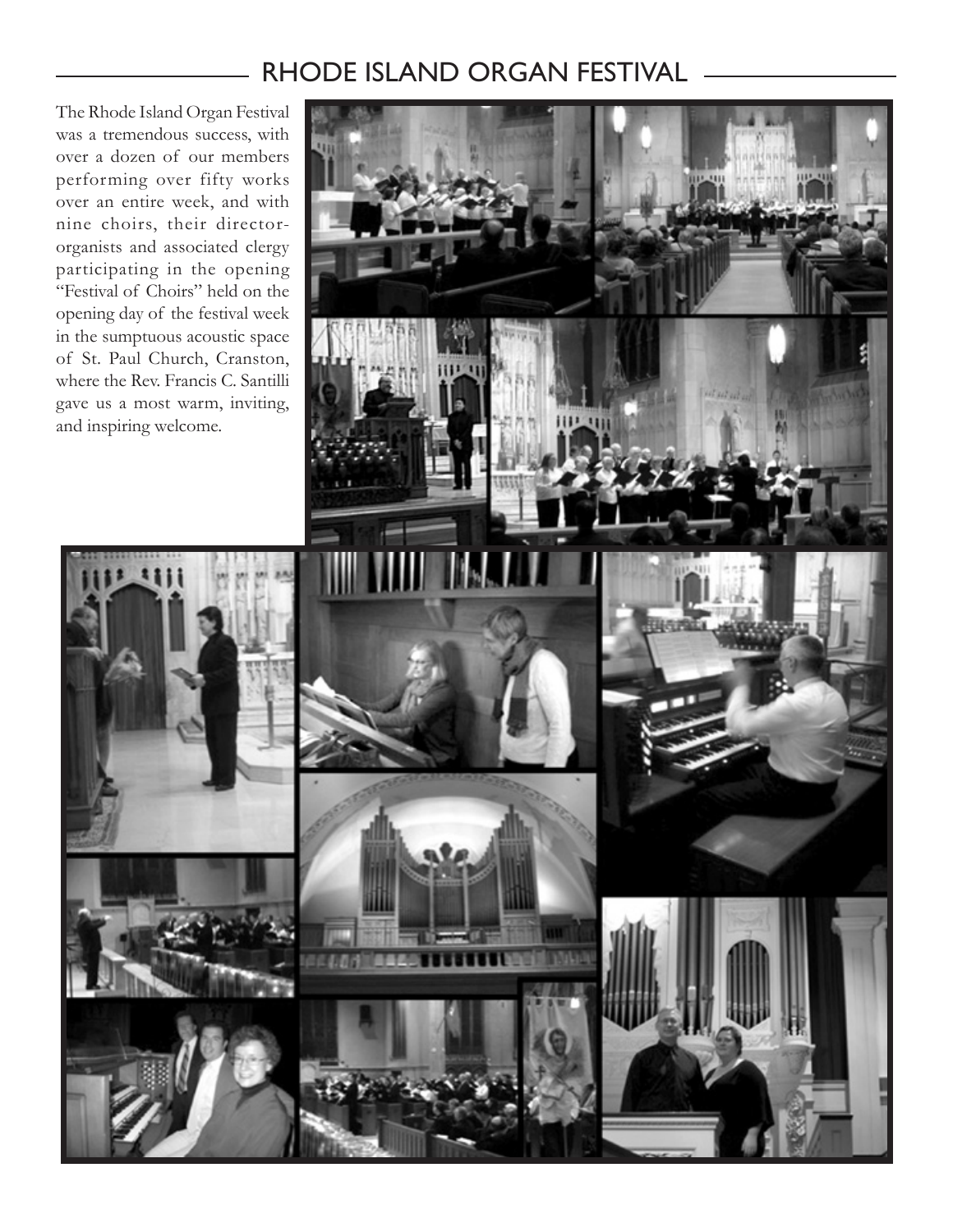## RHODE ISLAND ORGAN FESTIVAL

The Rhode Island Organ Festival was a tremendous success, with over a dozen of our members performing over fifty works over an entire week, and with nine choirs, their director-organists and associated clergy participating in the opening "Festival of Choirs" held on the opening day of the festival week in the sumptuous acoustic space of St. Paul Church, Cranston, where the Rev. Francis C. Santilli gave us a most warm, inviting, and inspiring welcome.